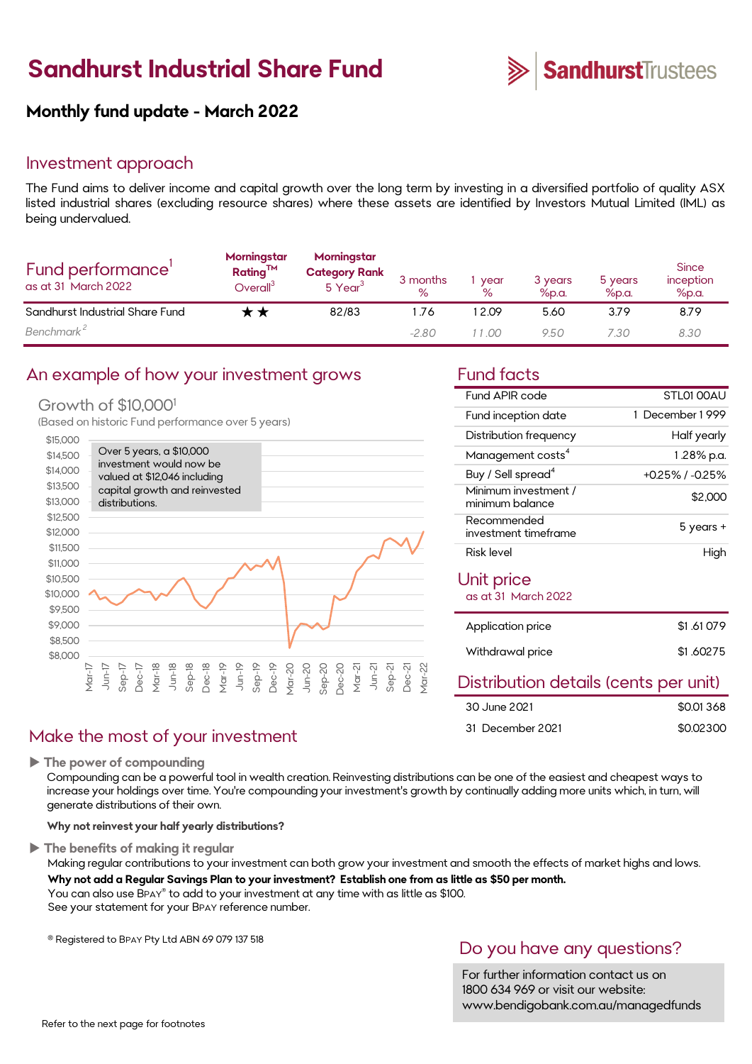# Sandhurst Industrial Share Fund

## Monthly fund update - March 2022

## Investment approach

The Fund aims to deliver income and capital growth over the long term by investing in a diversified portfolio of quality ASX listed industrial shares (excluding resource shares) where these assets are identified by Investors Mutual Limited (IML) as being undervalued.

| Fund performance[1] as at 31 March 2022 | Morningstar Rating™ Overall[3] | Morningstar Category Rank 5 Year[3] | 3 months % | 1 year % | 3 years %p.a. | 5 years %p.a. | Since inception %p.a. |
|---|---|---|---|---|---|---|---|
| Sandhurst Industrial Share Fund | ★★ | 82/83 | 1.76 | 12.09 | 5.60 | 3.79 | 8.79 |
| *Benchmark[2]* | | | *-2.80* | *11.00* | *9.50* | *7.30* | *8.30* |

## An example of how your investment grows

### Growth of $10,000[1]

(Based on historic Fund performance over 5 years)

Over 5 years, a $10,000 investment would now be valued at $12,046 including capital growth and reinvested distributions.

## Fund facts

| | |
|---|---|
| Fund APIR code | STL0100AU |
| Fund inception date | 1 December 1999 |
| Distribution frequency | Half yearly |
| Management costs[4] | 1.28% p.a. |
| Buy / Sell spread[4] | +0.25% / -0.25% |
| Minimum investment / minimum balance | $2,000 |
| Recommended investment timeframe | 5 years + |
| Risk level | High |

## Unit price

as at 31 March 2022

| | |
|---|---|
| Application price | $1.61079 |
| Withdrawal price | $1.60275 |

## Distribution details (cents per unit)

| | |
|---|---|
| 30 June 2021 | $0.01368 |
| 31 December 2021 | $0.02300 |

## Make the most of your investment

- **The power of compounding**

  Compounding can be a powerful tool in wealth creation. Reinvesting distributions can be one of the easiest and cheapest ways to increase your holdings over time. You're compounding your investment's growth by continually adding more units which, in turn, will generate distributions of their own.

  **Why not reinvest your half yearly distributions?**

- **The benefits of making it regular**

  Making regular contributions to your investment can both grow your investment and smooth the effects of market highs and lows.

  **Why not add a Regular Savings Plan to your investment? Establish one from as little as $50 per month.**

  You can also use BPAY® to add to your investment at any time with as little as $100.
  See your statement for your BPAY reference number.

® Registered to BPAY Pty Ltd ABN 69 079 137 518

## Do you have any questions?

For further information contact us on 1800 634 969 or visit our website: www.bendigobank.com.au/managedfunds

Refer to the next page for footnotes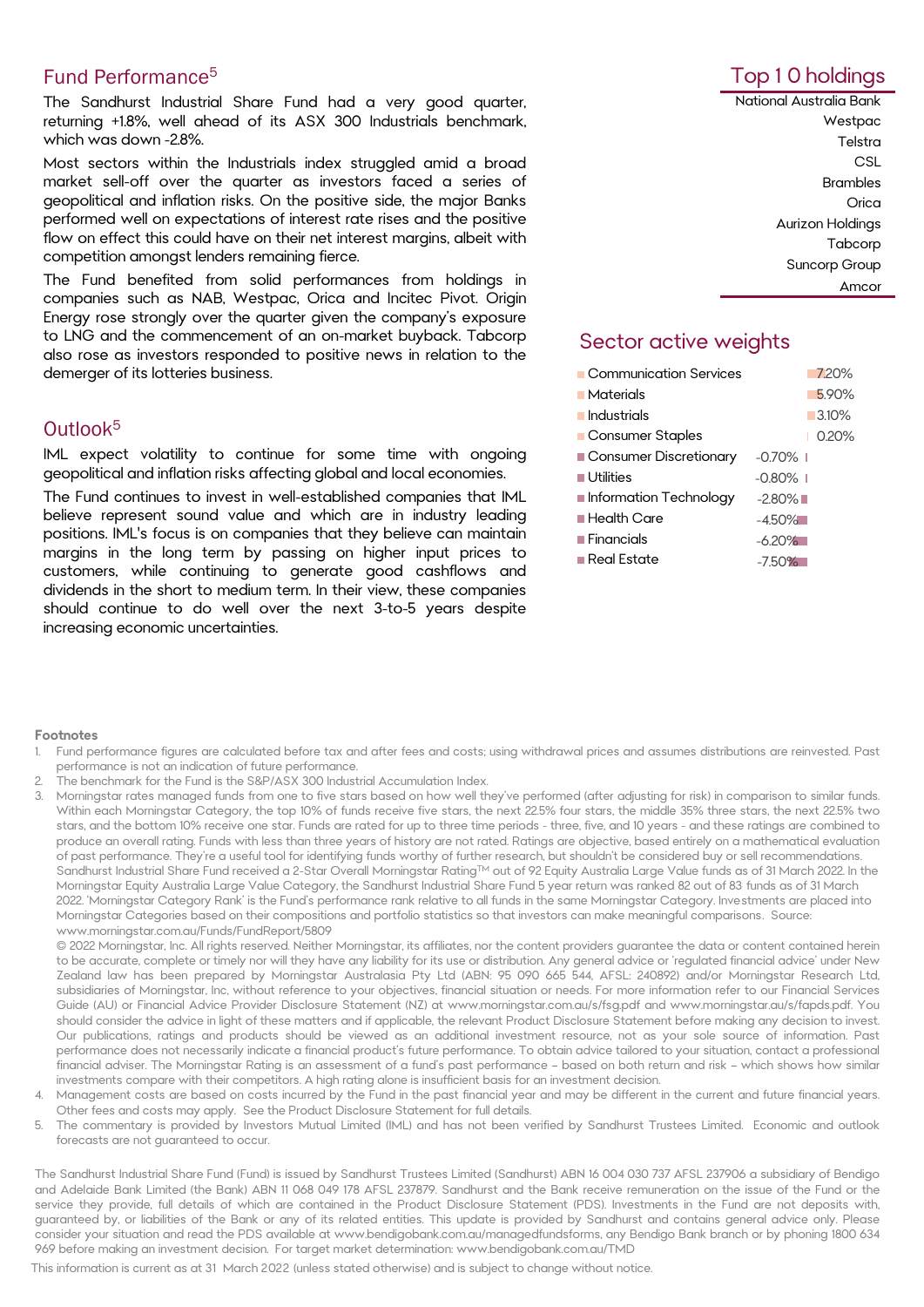## Fund Performance[5]

The Sandhurst Industrial Share Fund had a very good quarter, returning +1.8%, well ahead of its ASX 300 Industrials benchmark, which was down -2.8%.

Most sectors within the Industrials index struggled amid a broad market sell-off over the quarter as investors faced a series of geopolitical and inflation risks. On the positive side, the major Banks performed well on expectations of interest rate rises and the positive flow on effect this could have on their net interest margins, albeit with competition amongst lenders remaining fierce.

The Fund benefited from solid performances from holdings in companies such as NAB, Westpac, Orica and Incitec Pivot. Origin Energy rose strongly over the quarter given the company's exposure to LNG and the commencement of an on-market buyback. Tabcorp also rose as investors responded to positive news in relation to the demerger of its lotteries business.

## Outlook[5]

IML expect volatility to continue for some time with ongoing geopolitical and inflation risks affecting global and local economies.

The Fund continues to invest in well-established companies that IML believe represent sound value and which are in industry leading positions. IML's focus is on companies that they believe can maintain margins in the long term by passing on higher input prices to customers, while continuing to generate good cashflows and dividends in the short to medium term. In their view, these companies should continue to do well over the next 3-to-5 years despite increasing economic uncertainties.

## Top 10 holdings

National Australia Bank
Westpac
Telstra
CSL
Brambles
Orica
Aurizon Holdings
Tabcorp
Suncorp Group
Amcor

## Sector active weights

Communication Services 7.20%
Materials 5.90%
Industrials 3.10%
Consumer Staples 0.20%
Consumer Discretionary -0.70%
Utilities -0.80%
Information Technology -2.80%
Health Care -4.50%
Financials -6.20%
Real Estate -7.50%

**Footnotes**

1. Fund performance figures are calculated before tax and after fees and costs; using withdrawal prices and assumes distributions are reinvested. Past performance is not an indication of future performance.
2. The benchmark for the Fund is the S&P/ASX 300 Industrial Accumulation Index.
3. Morningstar rates managed funds from one to five stars based on how well they've performed (after adjusting for risk) in comparison to similar funds. Within each Morningstar Category, the top 10% of funds receive five stars, the next 22.5% four stars, the middle 35% three stars, the next 22.5% two stars, and the bottom 10% receive one star. Funds are rated for up to three time periods - three, five, and 10 years - and these ratings are combined to produce an overall rating. Funds with less than three years of history are not rated. Ratings are objective, based entirely on a mathematical evaluation of past performance. They're a useful tool for identifying funds worthy of further research, but shouldn't be considered buy or sell recommendations. Sandhurst Industrial Share Fund received a 2-Star Overall Morningstar Rating™ out of 92 Equity Australia Large Value funds as of 31 March 2022. In the Morningstar Equity Australia Large Value Category, the Sandhurst Industrial Share Fund 5 year return was ranked 82 out of 83 funds as of 31 March 2022. 'Morningstar Category Rank' is the Fund's performance rank relative to all funds in the same Morningstar Category. Investments are placed into Morningstar Categories based on their compositions and portfolio statistics so that investors can make meaningful comparisons. Source: www.morningstar.com.au/Funds/FundReport/5809
   © 2022 Morningstar, Inc. All rights reserved. Neither Morningstar, its affiliates, nor the content providers guarantee the data or content contained herein to be accurate, complete or timely nor will they have any liability for its use or distribution. Any general advice or 'regulated financial advice' under New Zealand law has been prepared by Morningstar Australasia Pty Ltd (ABN: 95 090 665 544, AFSL: 240892) and/or Morningstar Research Ltd, subsidiaries of Morningstar, Inc, without reference to your objectives, financial situation or needs. For more information refer to our Financial Services Guide (AU) or Financial Advice Provider Disclosure Statement (NZ) at www.morningstar.com.au/s/fsg.pdf and www.morningstar.com.au/s/fapds.pdf. You should consider the advice in light of these matters and if applicable, the relevant Product Disclosure Statement before making any decision to invest. Our publications, ratings and products should be viewed as an additional investment resource, not as your sole source of information. Past performance does not necessarily indicate a financial product's future performance. To obtain advice tailored to your situation, contact a professional financial adviser. The Morningstar Rating is an assessment of a fund's past performance – based on both return and risk – which shows how similar investments compare with their competitors. A high rating alone is insufficient basis for an investment decision.
4. Management costs are based on costs incurred by the Fund in the past financial year and may be different in the current and future financial years. Other fees and costs may apply. See the Product Disclosure Statement for full details.
5. The commentary is provided by Investors Mutual Limited (IML) and has not been verified by Sandhurst Trustees Limited. Economic and outlook forecasts are not guaranteed to occur.

The Sandhurst Industrial Share Fund (Fund) is issued by Sandhurst Trustees Limited (Sandhurst) ABN 16 004 030 737 AFSL 237906 a subsidiary of Bendigo and Adelaide Bank Limited (the Bank) ABN 11 068 049 178 AFSL 237879. Sandhurst and the Bank receive remuneration on the issue of the Fund or the service they provide, full details of which are contained in the Product Disclosure Statement (PDS). Investments in the Fund are not deposits with, guaranteed by, or liabilities of the Bank or any of its related entities. This update is provided by Sandhurst and contains general advice only. Please consider your situation and read the PDS available at www.bendigobank.com.au/managedfundsforms, any Bendigo Bank branch or by phoning 1800 634 969 before making an investment decision. For target market determination: www.bendigobank.com.au/TMD

This information is current as at 31 March 2022 (unless stated otherwise) and is subject to change without notice.